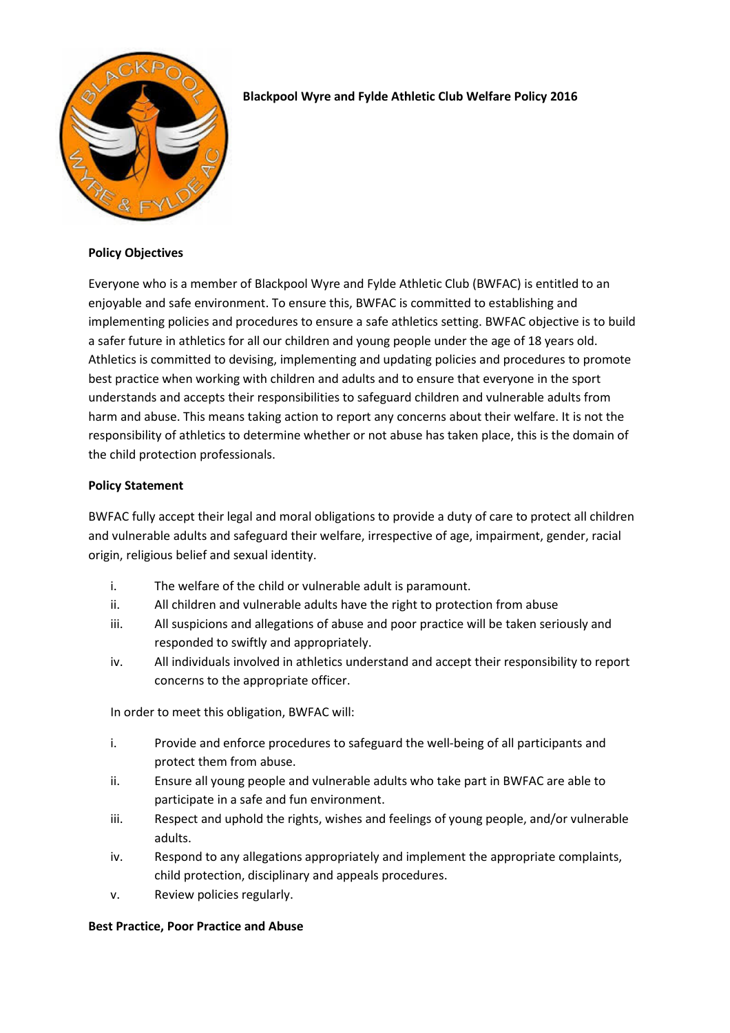# Blackpool Wyre and Fylde Athletic Club Welfare Policy 2016

## Policy Objectives

Everyone who is a member of Blackpool Wyre and Fylde Athletic Club (BWFAC) is entitled to an enjoyable and safe environment. To ensure this, BWFAC is committed to establishing and implementing policies and procedures to ensure a safe athletics setting. BWFAC objective is to build a safer future in athletics for all our children and young people under the age of 18 years old. Athletics is committed to devising, implementing and updating policies and procedures to promote best practice when working with children and adults and to ensure that everyone in the sport understands and accepts their responsibilities to safeguard children and vulnerable adults from harm and abuse. This means taking action to report any concerns about their welfare. It is not the responsibility of athletics to determine whether or not abuse has taken place, this is the domain of the child protection professionals.

## Policy Statement

BWFAC fully accept their legal and moral obligations to provide a duty of care to protect all children and vulnerable adults and safeguard their welfare, irrespective of age, impairment, gender, racial origin, religious belief and sexual identity.

i. The welfare of the child or vulnerable adult is paramount.
ii. All children and vulnerable adults have the right to protection from abuse
iii. All suspicions and allegations of abuse and poor practice will be taken seriously and responded to swiftly and appropriately.
iv. All individuals involved in athletics understand and accept their responsibility to report concerns to the appropriate officer.

In order to meet this obligation, BWFAC will:

i. Provide and enforce procedures to safeguard the well-being of all participants and protect them from abuse.
ii. Ensure all young people and vulnerable adults who take part in BWFAC are able to participate in a safe and fun environment.
iii. Respect and uphold the rights, wishes and feelings of young people, and/or vulnerable adults.
iv. Respond to any allegations appropriately and implement the appropriate complaints, child protection, disciplinary and appeals procedures.
v. Review policies regularly.

## Best Practice, Poor Practice and Abuse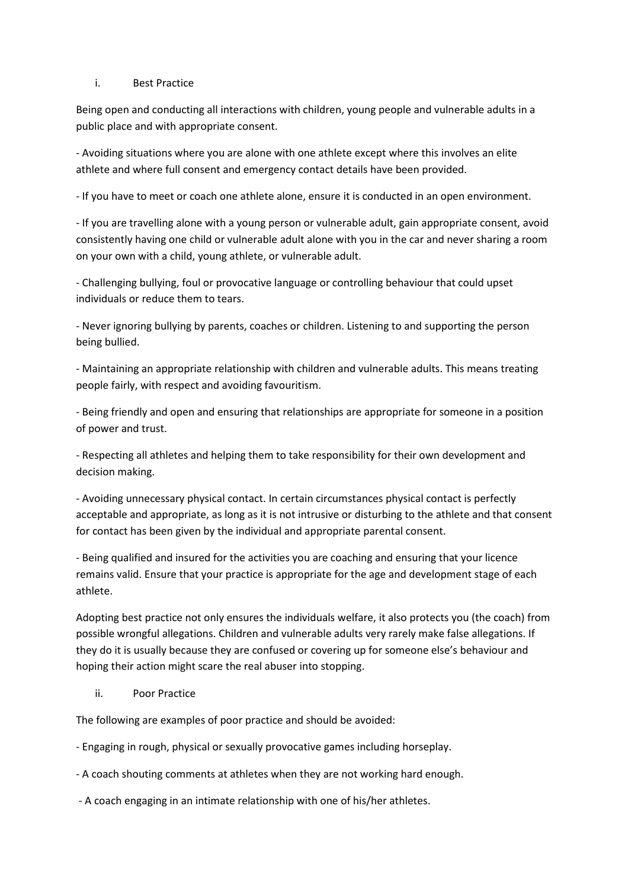### i. Best Practice

Being open and conducting all interactions with children, young people and vulnerable adults in a public place and with appropriate consent.

- Avoiding situations where you are alone with one athlete except where this involves an elite athlete and where full consent and emergency contact details have been provided.
- If you have to meet or coach one athlete alone, ensure it is conducted in an open environment.
- If you are travelling alone with a young person or vulnerable adult, gain appropriate consent, avoid consistently having one child or vulnerable adult alone with you in the car and never sharing a room on your own with a child, young athlete, or vulnerable adult.
- Challenging bullying, foul or provocative language or controlling behaviour that could upset individuals or reduce them to tears.
- Never ignoring bullying by parents, coaches or children. Listening to and supporting the person being bullied.
- Maintaining an appropriate relationship with children and vulnerable adults. This means treating people fairly, with respect and avoiding favouritism.
- Being friendly and open and ensuring that relationships are appropriate for someone in a position of power and trust.
- Respecting all athletes and helping them to take responsibility for their own development and decision making.
- Avoiding unnecessary physical contact. In certain circumstances physical contact is perfectly acceptable and appropriate, as long as it is not intrusive or disturbing to the athlete and that consent for contact has been given by the individual and appropriate parental consent.
- Being qualified and insured for the activities you are coaching and ensuring that your licence remains valid. Ensure that your practice is appropriate for the age and development stage of each athlete.

Adopting best practice not only ensures the individuals welfare, it also protects you (the coach) from possible wrongful allegations. Children and vulnerable adults very rarely make false allegations. If they do it is usually because they are confused or covering up for someone else's behaviour and hoping their action might scare the real abuser into stopping.

### ii. Poor Practice

The following are examples of poor practice and should be avoided:

- Engaging in rough, physical or sexually provocative games including horseplay.
- A coach shouting comments at athletes when they are not working hard enough.
- A coach engaging in an intimate relationship with one of his/her athletes.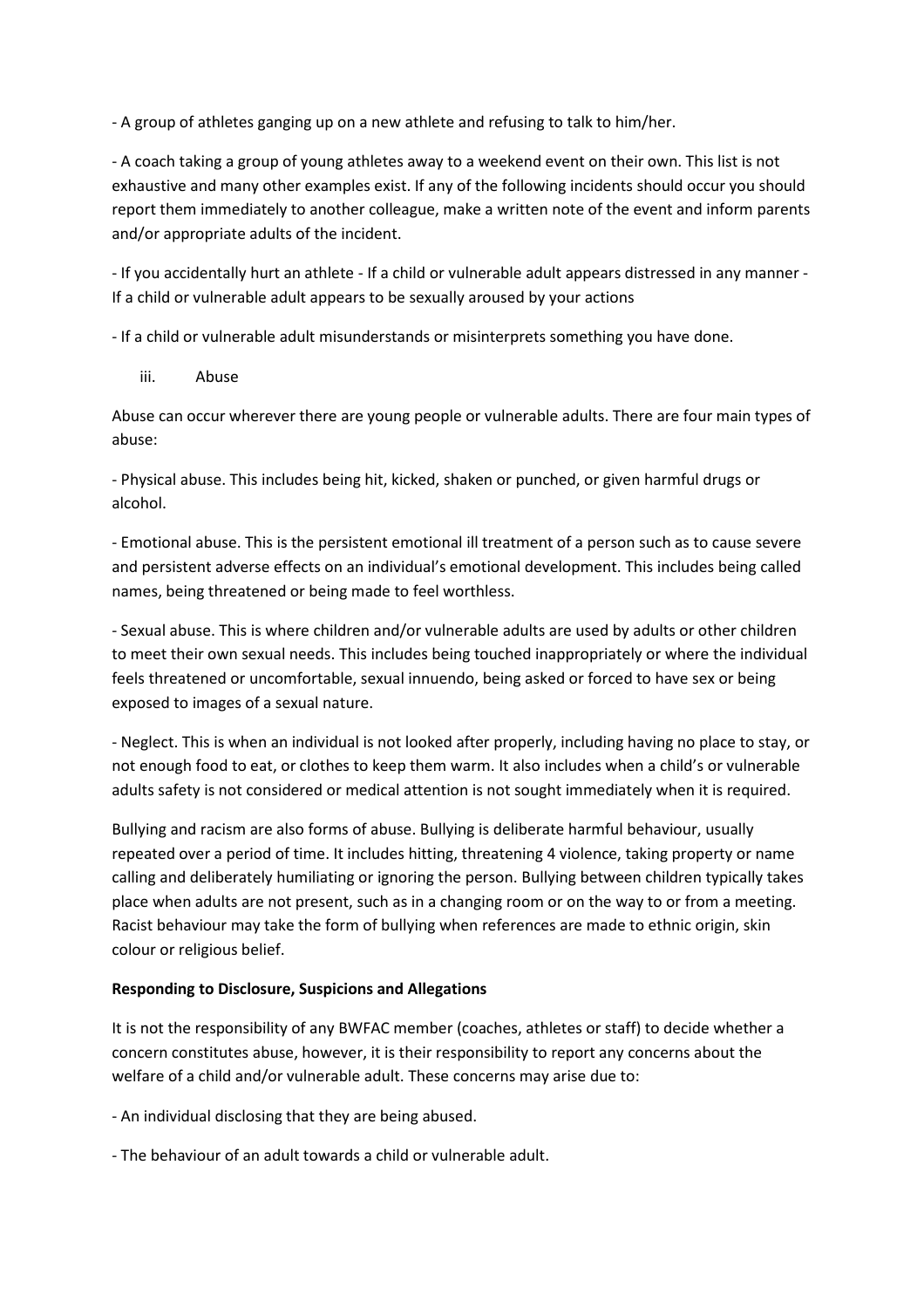- A group of athletes ganging up on a new athlete and refusing to talk to him/her.

- A coach taking a group of young athletes away to a weekend event on their own. This list is not exhaustive and many other examples exist. If any of the following incidents should occur you should report them immediately to another colleague, make a written note of the event and inform parents and/or appropriate adults of the incident.

- If you accidentally hurt an athlete - If a child or vulnerable adult appears distressed in any manner - If a child or vulnerable adult appears to be sexually aroused by your actions

- If a child or vulnerable adult misunderstands or misinterprets something you have done.

iii. Abuse

Abuse can occur wherever there are young people or vulnerable adults. There are four main types of abuse:

- Physical abuse. This includes being hit, kicked, shaken or punched, or given harmful drugs or alcohol.

- Emotional abuse. This is the persistent emotional ill treatment of a person such as to cause severe and persistent adverse effects on an individual's emotional development. This includes being called names, being threatened or being made to feel worthless.

- Sexual abuse. This is where children and/or vulnerable adults are used by adults or other children to meet their own sexual needs. This includes being touched inappropriately or where the individual feels threatened or uncomfortable, sexual innuendo, being asked or forced to have sex or being exposed to images of a sexual nature.

- Neglect. This is when an individual is not looked after properly, including having no place to stay, or not enough food to eat, or clothes to keep them warm. It also includes when a child's or vulnerable adults safety is not considered or medical attention is not sought immediately when it is required.

Bullying and racism are also forms of abuse. Bullying is deliberate harmful behaviour, usually repeated over a period of time. It includes hitting, threatening 4 violence, taking property or name calling and deliberately humiliating or ignoring the person. Bullying between children typically takes place when adults are not present, such as in a changing room or on the way to or from a meeting. Racist behaviour may take the form of bullying when references are made to ethnic origin, skin colour or religious belief.

**Responding to Disclosure, Suspicions and Allegations**

It is not the responsibility of any BWFAC member (coaches, athletes or staff) to decide whether a concern constitutes abuse, however, it is their responsibility to report any concerns about the welfare of a child and/or vulnerable adult. These concerns may arise due to:

- An individual disclosing that they are being abused.

- The behaviour of an adult towards a child or vulnerable adult.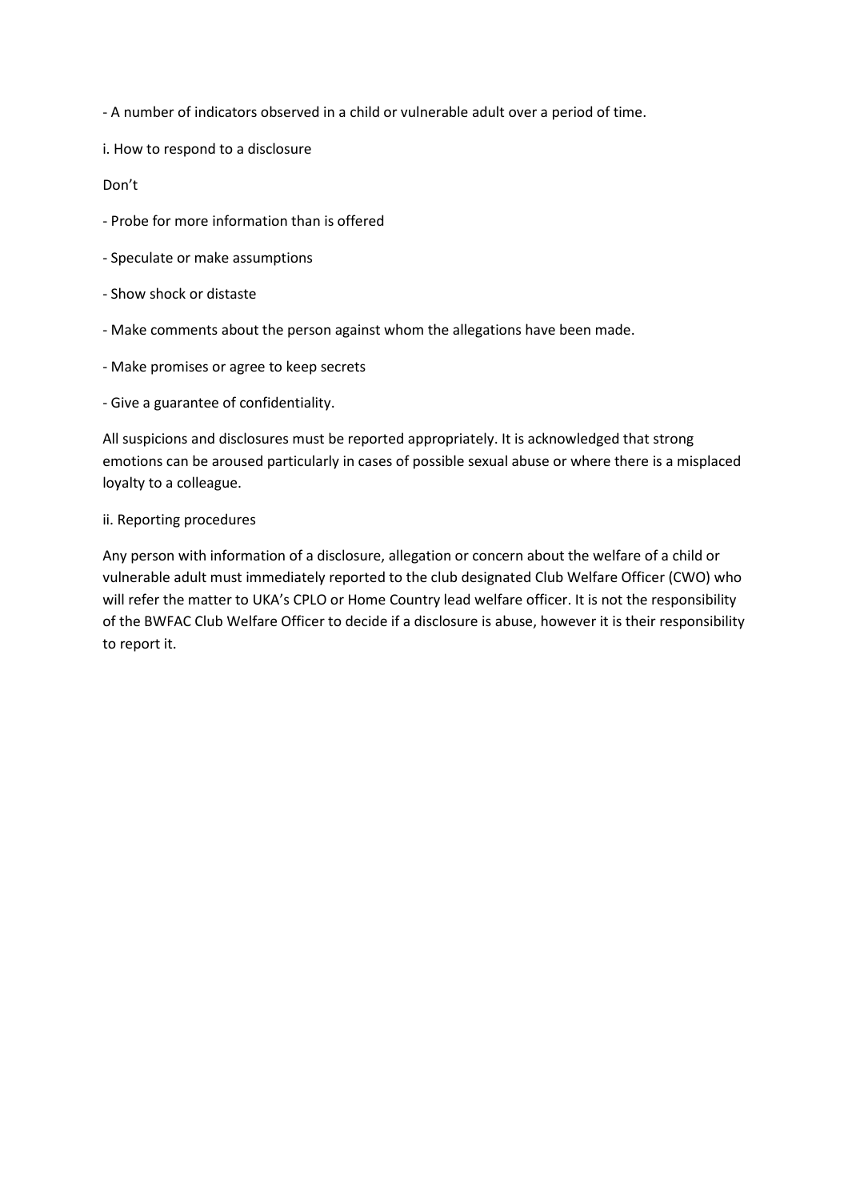- A number of indicators observed in a child or vulnerable adult over a period of time.

i. How to respond to a disclosure

Don't

- Probe for more information than is offered
- Speculate or make assumptions
- Show shock or distaste
- Make comments about the person against whom the allegations have been made.
- Make promises or agree to keep secrets
- Give a guarantee of confidentiality.

All suspicions and disclosures must be reported appropriately. It is acknowledged that strong emotions can be aroused particularly in cases of possible sexual abuse or where there is a misplaced loyalty to a colleague.

ii. Reporting procedures

Any person with information of a disclosure, allegation or concern about the welfare of a child or vulnerable adult must immediately reported to the club designated Club Welfare Officer (CWO) who will refer the matter to UKA's CPLO or Home Country lead welfare officer. It is not the responsibility of the BWFAC Club Welfare Officer to decide if a disclosure is abuse, however it is their responsibility to report it.